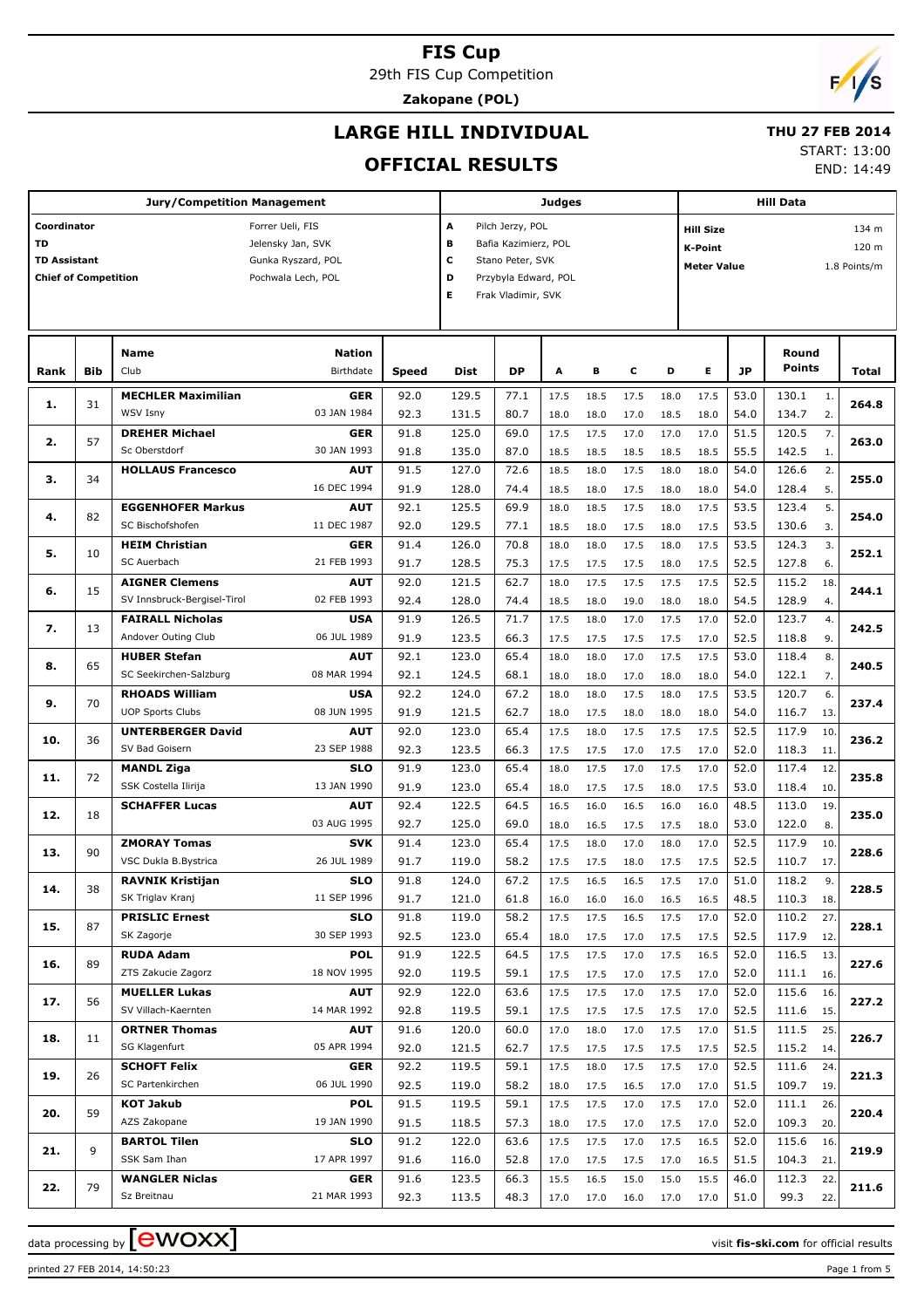# FIS Cup

29th FIS Cup Competition

**Zakopane (POL)**

## LARGE HILL INDIVIDUAL

## OFFICIAL RESULTS

**THU 27 FEB 2014**

START: 13:00

END: 14:49

| Jury/Competition Management | | Judges | | Hill Data | |
|---|---|---|---|---|---|
| Coordinator | Forrer Ueli, FIS | A | Pilch Jerzy, POL | Hill Size | 134 m |
| TD | Jelensky Jan, SVK | B | Bafia Kazimierz, POL | K-Point | 120 m |
| TD Assistant | Gunka Ryszard, POL | C | Stano Peter, SVK | Meter Value | 1.8 Points/m |
| Chief of Competition | Pochwala Lech, POL | D | Przybyla Edward, POL | | |
| | | E | Frak Vladimir, SVK | | |

| Rank | Bib | Name / Club | Nation / Birthdate | Speed | Dist | DP | A | B | C | D | E | JP | Round Points | | Total |
|---|---|---|---|---|---|---|---|---|---|---|---|---|---|---|---|
| 1. | 31 | **MECHLER Maximilian** | **GER** | 92.0 | 129.5 | 77.1 | 17.5 | 18.5 | 17.5 | 18.0 | 17.5 | 53.0 | 130.1 | 1. | 264.8 |
| | | WSV Isny | 03 JAN 1984 | 92.3 | 131.5 | 80.7 | 18.0 | 18.0 | 17.0 | 18.5 | 18.0 | 54.0 | 134.7 | 2. | |
| 2. | 57 | **DREHER Michael** | **GER** | 91.8 | 125.0 | 69.0 | 17.5 | 17.5 | 17.0 | 17.0 | 17.0 | 51.5 | 120.5 | 7. | 263.0 |
| | | Sc Oberstdorf | 30 JAN 1993 | 91.8 | 135.0 | 87.0 | 18.5 | 18.5 | 18.5 | 18.5 | 18.5 | 55.5 | 142.5 | 1. | |
| 3. | 34 | **HOLLAUS Francesco** | **AUT** | 91.5 | 127.0 | 72.6 | 18.5 | 18.0 | 17.5 | 18.0 | 18.0 | 54.0 | 126.6 | 2. | 255.0 |
| | | | 16 DEC 1994 | 91.9 | 128.0 | 74.4 | 18.5 | 18.0 | 17.5 | 18.0 | 18.0 | 54.0 | 128.4 | 5. | |
| 4. | 82 | **EGGENHOFER Markus** | **AUT** | 92.1 | 125.5 | 69.9 | 18.0 | 18.5 | 17.5 | 18.0 | 17.5 | 53.5 | 123.4 | 5. | 254.0 |
| | | SC Bischofshofen | 11 DEC 1987 | 92.0 | 129.5 | 77.1 | 18.5 | 18.0 | 17.5 | 18.0 | 17.5 | 53.5 | 130.6 | 3. | |
| 5. | 10 | **HEIM Christian** | **GER** | 91.4 | 126.0 | 70.8 | 18.0 | 18.0 | 17.5 | 18.0 | 17.5 | 53.5 | 124.3 | 3. | 252.1 |
| | | SC Auerbach | 21 FEB 1993 | 91.7 | 128.5 | 75.3 | 17.5 | 17.5 | 17.5 | 18.0 | 17.5 | 52.5 | 127.8 | 6. | |
| 6. | 15 | **AIGNER Clemens** | **AUT** | 92.0 | 121.5 | 62.7 | 18.0 | 17.5 | 17.5 | 17.5 | 17.5 | 52.5 | 115.2 | 18. | 244.1 |
| | | SV Innsbruck-Bergisel-Tirol | 02 FEB 1993 | 92.4 | 128.0 | 74.4 | 18.5 | 18.0 | 19.0 | 18.0 | 18.0 | 54.5 | 128.9 | 4. | |
| 7. | 13 | **FAIRALL Nicholas** | **USA** | 91.9 | 126.5 | 71.7 | 17.5 | 18.0 | 17.0 | 17.5 | 17.0 | 52.0 | 123.7 | 4. | 242.5 |
| | | Andover Outing Club | 06 JUL 1989 | 91.9 | 123.5 | 66.3 | 17.5 | 17.5 | 17.5 | 17.5 | 17.0 | 52.5 | 118.8 | 9. | |
| 8. | 65 | **HUBER Stefan** | **AUT** | 92.1 | 123.0 | 65.4 | 18.0 | 18.0 | 17.0 | 17.5 | 17.5 | 53.0 | 118.4 | 8. | 240.5 |
| | | SC Seekirchen-Salzburg | 08 MAR 1994 | 92.1 | 124.5 | 68.1 | 18.0 | 18.0 | 17.0 | 18.0 | 18.0 | 54.0 | 122.1 | 7. | |
| 9. | 70 | **RHOADS William** | **USA** | 92.2 | 124.0 | 67.2 | 18.0 | 18.0 | 17.5 | 18.0 | 17.5 | 53.5 | 120.7 | 6. | 237.4 |
| | | UOP Sports Clubs | 08 JUN 1995 | 91.9 | 121.5 | 62.7 | 18.0 | 17.5 | 18.0 | 18.0 | 18.0 | 54.0 | 116.7 | 13. | |
| 10. | 36 | **UNTERBERGER David** | **AUT** | 92.0 | 123.0 | 65.4 | 17.5 | 18.0 | 17.5 | 17.5 | 17.5 | 52.5 | 117.9 | 10. | 236.2 |
| | | SV Bad Goisern | 23 SEP 1988 | 92.3 | 123.5 | 66.3 | 17.5 | 17.5 | 17.0 | 17.5 | 17.0 | 52.0 | 118.3 | 11. | |
| 11. | 72 | **MANDL Ziga** | **SLO** | 91.9 | 123.0 | 65.4 | 18.0 | 17.5 | 17.0 | 17.5 | 17.0 | 52.0 | 117.4 | 12. | 235.8 |
| | | SSK Costella Ilirija | 13 JAN 1990 | 91.9 | 123.0 | 65.4 | 18.0 | 17.5 | 17.5 | 18.0 | 17.5 | 53.0 | 118.4 | 10. | |
| 12. | 18 | **SCHAFFER Lucas** | **AUT** | 92.4 | 122.5 | 64.5 | 16.5 | 16.0 | 16.5 | 16.0 | 16.0 | 48.5 | 113.0 | 19. | 235.0 |
| | | | 03 AUG 1995 | 92.7 | 125.0 | 69.0 | 18.0 | 16.5 | 17.5 | 17.5 | 18.0 | 53.0 | 122.0 | 8. | |
| 13. | 90 | **ZMORAY Tomas** | **SVK** | 91.4 | 123.0 | 65.4 | 17.5 | 18.0 | 17.0 | 18.0 | 17.0 | 52.5 | 117.9 | 10. | 228.6 |
| | | VSC Dukla B.Bystrica | 26 JUL 1989 | 91.7 | 119.0 | 58.2 | 17.5 | 17.5 | 18.0 | 17.5 | 17.5 | 52.5 | 110.7 | 17. | |
| 14. | 38 | **RAVNIK Kristijan** | **SLO** | 91.8 | 124.0 | 67.2 | 17.5 | 16.5 | 16.5 | 17.5 | 17.0 | 51.0 | 118.2 | 9. | 228.5 |
| | | SK Triglav Kranj | 11 SEP 1996 | 91.7 | 121.0 | 61.8 | 16.0 | 16.0 | 16.0 | 16.5 | 16.5 | 48.5 | 110.3 | 18. | |
| 15. | 87 | **PRISLIC Ernest** | **SLO** | 91.8 | 119.0 | 58.2 | 17.5 | 17.5 | 16.5 | 17.5 | 17.0 | 52.0 | 110.2 | 27. | 228.1 |
| | | SK Zagorje | 30 SEP 1993 | 92.5 | 123.0 | 65.4 | 18.0 | 17.5 | 17.0 | 17.5 | 17.5 | 52.5 | 117.9 | 12. | |
| 16. | 89 | **RUDA Adam** | **POL** | 91.9 | 122.5 | 64.5 | 17.5 | 17.5 | 17.0 | 17.5 | 16.5 | 52.0 | 116.5 | 13. | 227.6 |
| | | ZTS Zakucie Zagorz | 18 NOV 1995 | 92.0 | 119.5 | 59.1 | 17.5 | 17.5 | 17.0 | 17.5 | 17.0 | 52.0 | 111.1 | 16. | |
| 17. | 56 | **MUELLER Lukas** | **AUT** | 92.9 | 122.0 | 63.6 | 17.5 | 17.5 | 17.0 | 17.5 | 17.0 | 52.0 | 115.6 | 16. | 227.2 |
| | | SV Villach-Kaernten | 14 MAR 1992 | 92.8 | 119.5 | 59.1 | 17.5 | 17.5 | 17.5 | 17.5 | 17.0 | 52.5 | 111.6 | 15. | |
| 18. | 11 | **ORTNER Thomas** | **AUT** | 91.6 | 120.0 | 60.0 | 17.0 | 18.0 | 17.0 | 17.5 | 17.0 | 51.5 | 111.5 | 25. | 226.7 |
| | | SG Klagenfurt | 05 APR 1994 | 92.0 | 121.5 | 62.7 | 17.5 | 17.5 | 17.5 | 17.5 | 17.5 | 52.5 | 115.2 | 14. | |
| 19. | 26 | **SCHOFT Felix** | **GER** | 92.2 | 119.5 | 59.1 | 17.5 | 18.0 | 17.5 | 17.5 | 17.0 | 52.5 | 111.6 | 24. | 221.3 |
| | | SC Partenkirchen | 06 JUL 1990 | 92.5 | 119.0 | 58.2 | 18.0 | 17.5 | 16.5 | 17.0 | 17.0 | 51.5 | 109.7 | 19. | |
| 20. | 59 | **KOT Jakub** | **POL** | 91.5 | 119.5 | 59.1 | 17.5 | 17.5 | 17.0 | 17.5 | 17.0 | 52.0 | 111.1 | 26. | 220.4 |
| | | AZS Zakopane | 19 JAN 1990 | 91.5 | 118.5 | 57.3 | 18.0 | 17.5 | 17.0 | 17.5 | 17.0 | 52.0 | 109.3 | 20. | |
| 21. | 9 | **BARTOL Tilen** | **SLO** | 91.2 | 122.0 | 63.6 | 17.5 | 17.5 | 17.0 | 17.5 | 16.5 | 52.0 | 115.6 | 16. | 219.9 |
| | | SSK Sam Ihan | 17 APR 1997 | 91.6 | 116.0 | 52.8 | 17.0 | 17.5 | 17.5 | 17.0 | 16.5 | 51.5 | 104.3 | 21. | |
| 22. | 79 | **WANGLER Niclas** | **GER** | 91.6 | 123.5 | 66.3 | 15.5 | 16.5 | 15.0 | 15.0 | 15.5 | 46.0 | 112.3 | 22. | 211.6 |
| | | Sz Breitnau | 21 MAR 1993 | 92.3 | 113.5 | 48.3 | 17.0 | 17.0 | 16.0 | 17.0 | 17.0 | 51.0 | 99.3 | 22. | |

data processing by EWOXX — visit fis-ski.com for official results

printed 27 FEB 2014, 14:50:23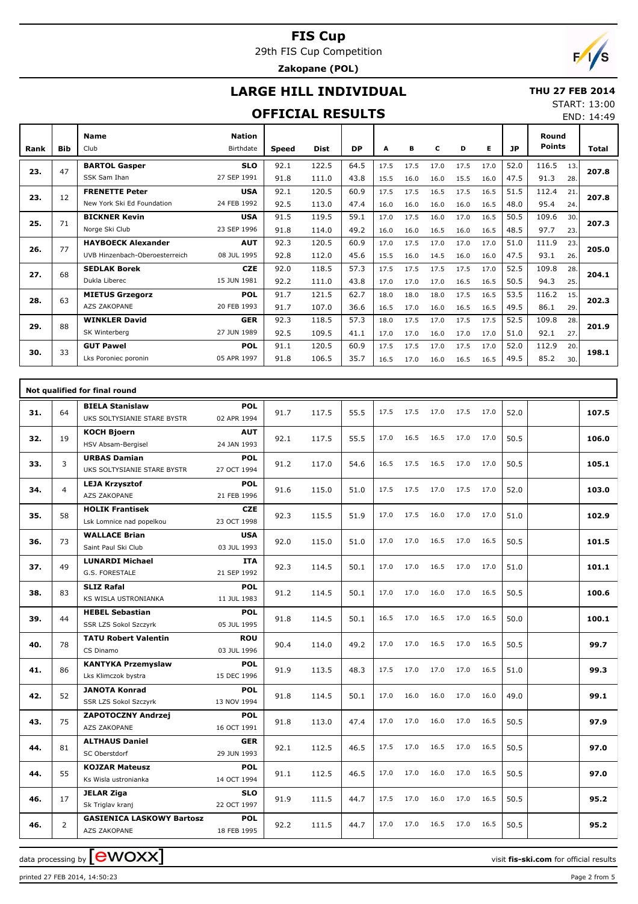# FIS Cup

29th FIS Cup Competition

**Zakopane (POL)**

## LARGE HILL INDIVIDUAL

**THU 27 FEB 2014**

START: 13:00

END: 14:49

## OFFICIAL RESULTS

| Rank | Bib | Name / Club | Nation / Birthdate | Speed | Dist | DP | A | B | C | D | E | JP | Round Points | | Total |
|---|---|---|---|---|---|---|---|---|---|---|---|---|---|---|---|
| 23. | 47 | **BARTOL Gasper** | **SLO** | 92.1 | 122.5 | 64.5 | 17.5 | 17.5 | 17.0 | 17.5 | 17.0 | 52.0 | 116.5 | 13. | **207.8** |
| | | SSK Sam Ihan | 27 SEP 1991 | 91.8 | 111.0 | 43.8 | 15.5 | 16.0 | 16.0 | 15.5 | 16.0 | 47.5 | 91.3 | 28. | |
| 23. | 12 | **FRENETTE Peter** | **USA** | 92.1 | 120.5 | 60.9 | 17.5 | 17.5 | 16.5 | 17.5 | 16.5 | 51.5 | 112.4 | 21. | **207.8** |
| | | New York Ski Ed Foundation | 24 FEB 1992 | 92.5 | 113.0 | 47.4 | 16.0 | 16.0 | 16.0 | 16.0 | 16.5 | 48.0 | 95.4 | 24. | |
| 25. | 71 | **BICKNER Kevin** | **USA** | 91.5 | 119.5 | 59.1 | 17.0 | 17.5 | 16.0 | 17.0 | 16.5 | 50.5 | 109.6 | 30. | **207.3** |
| | | Norge Ski Club | 23 SEP 1996 | 91.8 | 114.0 | 49.2 | 16.0 | 16.0 | 16.5 | 16.0 | 16.5 | 48.5 | 97.7 | 23. | |
| 26. | 77 | **HAYBOECK Alexander** | **AUT** | 92.3 | 120.5 | 60.9 | 17.0 | 17.5 | 17.0 | 17.0 | 17.0 | 51.0 | 111.9 | 23. | **205.0** |
| | | UVB Hinzenbach-Oberoesterreich | 08 JUL 1995 | 92.8 | 112.0 | 45.6 | 15.5 | 16.0 | 14.5 | 16.0 | 16.0 | 47.5 | 93.1 | 26. | |
| 27. | 68 | **SEDLAK Borek** | **CZE** | 92.0 | 118.5 | 57.3 | 17.5 | 17.5 | 17.5 | 17.5 | 17.0 | 52.5 | 109.8 | 28. | **204.1** |
| | | Dukla Liberec | 15 JUN 1981 | 92.2 | 111.0 | 43.8 | 17.0 | 17.0 | 17.0 | 16.5 | 16.5 | 50.5 | 94.3 | 25. | |
| 28. | 63 | **MIETUS Grzegorz** | **POL** | 91.7 | 121.5 | 62.7 | 18.0 | 18.0 | 18.0 | 17.5 | 16.5 | 53.5 | 116.2 | 15. | **202.3** |
| | | AZS ZAKOPANE | 20 FEB 1993 | 91.7 | 107.0 | 36.6 | 16.5 | 17.0 | 16.0 | 16.5 | 16.5 | 49.5 | 86.1 | 29. | |
| 29. | 88 | **WINKLER David** | **GER** | 92.3 | 118.5 | 57.3 | 18.0 | 17.5 | 17.0 | 17.5 | 17.5 | 52.5 | 109.8 | 28. | **201.9** |
| | | SK Winterberg | 27 JUN 1989 | 92.5 | 109.5 | 41.1 | 17.0 | 17.0 | 16.0 | 17.0 | 17.0 | 51.0 | 92.1 | 27. | |
| 30. | 33 | **GUT Pawel** | **POL** | 91.1 | 120.5 | 60.9 | 17.5 | 17.5 | 17.0 | 17.5 | 17.0 | 52.0 | 112.9 | 20. | **198.1** |
| | | Lks Poroniec poronin | 05 APR 1997 | 91.8 | 106.5 | 35.7 | 16.5 | 17.0 | 16.0 | 16.5 | 16.5 | 49.5 | 85.2 | 30. | |

**Not qualified for final round**

| Rank | Bib | Name / Club | Nation / Birthdate | Speed | Dist | DP | A | B | C | D | E | JP | Total |
|---|---|---|---|---|---|---|---|---|---|---|---|---|---|
| 31. | 64 | **BIELA Stanislaw** / UKS SOLTYSIANIE STARE BYSTR | **POL** / 02 APR 1994 | 91.7 | 117.5 | 55.5 | 17.5 | 17.5 | 17.0 | 17.5 | 17.0 | 52.0 | **107.5** |
| 32. | 19 | **KOCH Bjoern** / HSV Absam-Bergisel | **AUT** / 24 JAN 1993 | 92.1 | 117.5 | 55.5 | 17.0 | 16.5 | 16.5 | 17.0 | 17.0 | 50.5 | **106.0** |
| 33. | 3 | **URBAS Damian** / UKS SOLTYSIANIE STARE BYSTR | **POL** / 27 OCT 1994 | 91.2 | 117.0 | 54.6 | 16.5 | 17.5 | 16.5 | 17.0 | 17.0 | 50.5 | **105.1** |
| 34. | 4 | **LEJA Krzysztof** / AZS ZAKOPANE | **POL** / 21 FEB 1996 | 91.6 | 115.0 | 51.0 | 17.5 | 17.5 | 17.0 | 17.5 | 17.0 | 52.0 | **103.0** |
| 35. | 58 | **HOLIK Frantisek** / Lsk Lomnice nad popelkou | **CZE** / 23 OCT 1998 | 92.3 | 115.5 | 51.9 | 17.0 | 17.5 | 16.0 | 17.0 | 17.0 | 51.0 | **102.9** |
| 36. | 73 | **WALLACE Brian** / Saint Paul Ski Club | **USA** / 03 JUL 1993 | 92.0 | 115.0 | 51.0 | 17.0 | 17.0 | 16.5 | 17.0 | 16.5 | 50.5 | **101.5** |
| 37. | 49 | **LUNARDI Michael** / G.S. FORESTALE | **ITA** / 21 SEP 1992 | 92.3 | 114.5 | 50.1 | 17.0 | 17.0 | 16.5 | 17.0 | 17.0 | 51.0 | **101.1** |
| 38. | 83 | **SLIZ Rafal** / KS WISLA USTRONIANKA | **POL** / 11 JUL 1983 | 91.2 | 114.5 | 50.1 | 17.0 | 17.0 | 16.0 | 17.0 | 16.5 | 50.5 | **100.6** |
| 39. | 44 | **HEBEL Sebastian** / SSR LZS Sokol Szczyrk | **POL** / 05 JUL 1995 | 91.8 | 114.5 | 50.1 | 16.5 | 17.0 | 16.5 | 17.0 | 16.5 | 50.0 | **100.1** |
| 40. | 78 | **TATU Robert Valentin** / CS Dinamo | **ROU** / 03 JUL 1996 | 90.4 | 114.0 | 49.2 | 17.0 | 17.0 | 16.5 | 17.0 | 16.5 | 50.5 | **99.7** |
| 41. | 86 | **KANTYKA Przemyslaw** / Lks Klimczok bystra | **POL** / 15 DEC 1996 | 91.9 | 113.5 | 48.3 | 17.5 | 17.0 | 17.0 | 17.0 | 16.5 | 51.0 | **99.3** |
| 42. | 52 | **JANOTA Konrad** / SSR LZS Sokol Szczyrk | **POL** / 13 NOV 1994 | 91.8 | 114.5 | 50.1 | 17.0 | 16.0 | 16.0 | 17.0 | 16.0 | 49.0 | **99.1** |
| 43. | 75 | **ZAPOTOCZNY Andrzej** / AZS ZAKOPANE | **POL** / 16 OCT 1991 | 91.8 | 113.0 | 47.4 | 17.0 | 17.0 | 16.0 | 17.0 | 16.5 | 50.5 | **97.9** |
| 44. | 81 | **ALTHAUS Daniel** / SC Oberstdorf | **GER** / 29 JUN 1993 | 92.1 | 112.5 | 46.5 | 17.5 | 17.0 | 16.5 | 17.0 | 16.5 | 50.5 | **97.0** |
| 44. | 55 | **KOJZAR Mateusz** / Ks Wisla ustronianka | **POL** / 14 OCT 1994 | 91.1 | 112.5 | 46.5 | 17.0 | 17.0 | 16.0 | 17.0 | 16.5 | 50.5 | **97.0** |
| 46. | 17 | **JELAR Ziga** / Sk Triglav kranj | **SLO** / 22 OCT 1997 | 91.9 | 111.5 | 44.7 | 17.5 | 17.0 | 16.0 | 17.0 | 16.5 | 50.5 | **95.2** |
| 46. | 2 | **GASIENICA LASKOWY Bartosz** / AZS ZAKOPANE | **POL** / 18 FEB 1995 | 92.2 | 111.5 | 44.7 | 17.0 | 17.0 | 16.5 | 17.0 | 16.5 | 50.5 | **95.2** |

data processing by EWOXX — visit **fis-ski.com** for official results

printed 27 FEB 2014, 14:50:23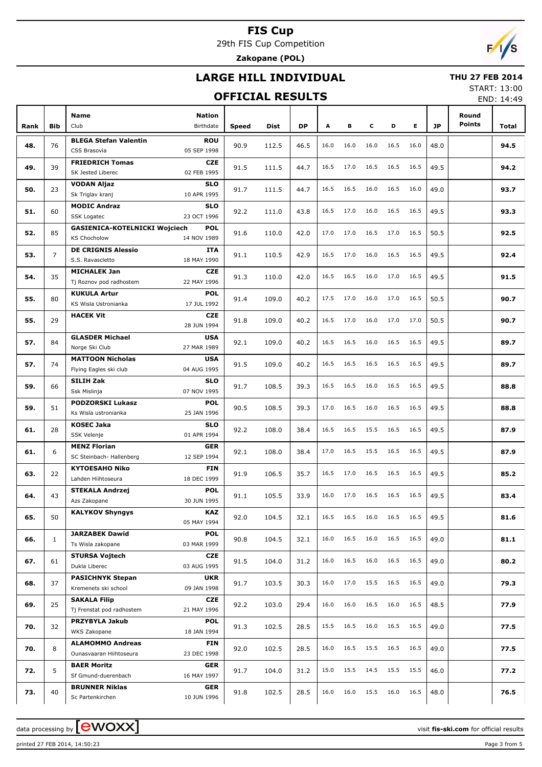# FIS Cup

29th FIS Cup Competition

**Zakopane (POL)**

## LARGE HILL INDIVIDUAL

**THU 27 FEB 2014**

START: 13:00

END: 14:49

## OFFICIAL RESULTS

| Rank | Bib | Name / Club | Nation / Birthdate | Speed | Dist | DP | A | B | C | D | E | JP | Round Points | Total |
|---|---|---|---|---|---|---|---|---|---|---|---|---|---|---|
| 48. | 76 | **BLEGA Stefan Valentin** CSS Brasovia | **ROU** 05 SEP 1998 | 90.9 | 112.5 | 46.5 | 16.0 | 16.0 | 16.0 | 16.5 | 16.0 | 48.0 | | **94.5** |
| 49. | 39 | **FRIEDRICH Tomas** SK Jested Liberec | **CZE** 02 FEB 1995 | 91.5 | 111.5 | 44.7 | 16.5 | 17.0 | 16.5 | 16.5 | 16.5 | 49.5 | | **94.2** |
| 50. | 23 | **VODAN Aljaz** Sk Triglav kranj | **SLO** 10 APR 1995 | 91.7 | 111.5 | 44.7 | 16.5 | 16.5 | 16.0 | 16.5 | 16.0 | 49.0 | | **93.7** |
| 51. | 60 | **MODIC Andraz** SSK Logatec | **SLO** 23 OCT 1996 | 92.2 | 111.0 | 43.8 | 16.5 | 17.0 | 16.0 | 16.5 | 16.5 | 49.5 | | **93.3** |
| 52. | 85 | **GASIENICA-KOTELNICKI Wojciech** KS Chocholow | **POL** 14 NOV 1989 | 91.6 | 110.0 | 42.0 | 17.0 | 17.0 | 16.5 | 17.0 | 16.5 | 50.5 | | **92.5** |
| 53. | 7 | **DE CRIGNIS Alessio** S.S. Ravascletto | **ITA** 18 MAY 1990 | 91.1 | 110.5 | 42.9 | 16.5 | 17.0 | 16.0 | 16.5 | 16.5 | 49.5 | | **92.4** |
| 54. | 35 | **MICHALEK Jan** Tj Roznov pod radhostem | **CZE** 22 MAY 1996 | 91.3 | 110.0 | 42.0 | 16.5 | 16.5 | 16.0 | 17.0 | 16.5 | 49.5 | | **91.5** |
| 55. | 80 | **KUKULA Artur** KS Wisla Ustronianka | **POL** 17 JUL 1992 | 91.4 | 109.0 | 40.2 | 17.5 | 17.0 | 16.0 | 17.0 | 16.5 | 50.5 | | **90.7** |
| 55. | 29 | **HACEK Vit** | **CZE** 28 JUN 1994 | 91.8 | 109.0 | 40.2 | 16.5 | 17.0 | 16.0 | 17.0 | 17.0 | 50.5 | | **90.7** |
| 57. | 84 | **GLASDER Michael** Norge Ski Club | **USA** 27 MAR 1989 | 92.1 | 109.0 | 40.2 | 16.5 | 16.5 | 16.0 | 16.5 | 16.5 | 49.5 | | **89.7** |
| 57. | 74 | **MATTOON Nicholas** Flying Eagles ski club | **USA** 04 AUG 1995 | 91.5 | 109.0 | 40.2 | 16.5 | 16.5 | 16.5 | 16.5 | 16.5 | 49.5 | | **89.7** |
| 59. | 66 | **SILIH Zak** Ssk Mislinja | **SLO** 07 NOV 1995 | 91.7 | 108.5 | 39.3 | 16.5 | 16.5 | 16.0 | 16.5 | 16.5 | 49.5 | | **88.8** |
| 59. | 51 | **PODZORSKI Lukasz** Ks Wisla ustronianka | **POL** 25 JAN 1996 | 90.5 | 108.5 | 39.3 | 17.0 | 16.5 | 16.0 | 16.5 | 16.5 | 49.5 | | **88.8** |
| 61. | 28 | **KOSEC Jaka** SSK Velenje | **SLO** 01 APR 1994 | 92.2 | 108.0 | 38.4 | 16.5 | 16.5 | 15.5 | 16.5 | 16.5 | 49.5 | | **87.9** |
| 61. | 6 | **MENZ Florian** SC Steinbach- Hallenberg | **GER** 12 SEP 1994 | 92.1 | 108.0 | 38.4 | 17.0 | 16.5 | 15.5 | 16.5 | 16.5 | 49.5 | | **87.9** |
| 63. | 22 | **KYTOESAHO Niko** Lahden Hiihtoseura | **FIN** 18 DEC 1999 | 91.9 | 106.5 | 35.7 | 16.5 | 17.0 | 16.5 | 16.5 | 16.5 | 49.5 | | **85.2** |
| 64. | 43 | **STEKALA Andrzej** Azs Zakopane | **POL** 30 JUN 1995 | 91.1 | 105.5 | 33.9 | 16.0 | 17.0 | 16.5 | 16.5 | 16.5 | 49.5 | | **83.4** |
| 65. | 50 | **KALYKOV Shyngys** | **KAZ** 05 MAY 1994 | 92.0 | 104.5 | 32.1 | 16.5 | 16.5 | 16.0 | 16.5 | 16.5 | 49.5 | | **81.6** |
| 66. | 1 | **JARZABEK Dawid** Ts Wisla zakopane | **POL** 03 MAR 1999 | 90.8 | 104.5 | 32.1 | 16.0 | 16.5 | 16.0 | 16.5 | 16.5 | 49.0 | | **81.1** |
| 67. | 61 | **STURSA Vojtech** Dukla Liberec | **CZE** 03 AUG 1995 | 91.5 | 104.0 | 31.2 | 16.0 | 16.5 | 16.0 | 16.5 | 16.5 | 49.0 | | **80.2** |
| 68. | 37 | **PASICHNYK Stepan** Kremenets ski school | **UKR** 09 JAN 1998 | 91.7 | 103.5 | 30.3 | 16.0 | 17.0 | 15.5 | 16.5 | 16.5 | 49.0 | | **79.3** |
| 69. | 25 | **SAKALA Filip** Tj Frenstat pod radhostem | **CZE** 21 MAY 1996 | 92.2 | 103.0 | 29.4 | 16.0 | 16.0 | 16.5 | 16.0 | 16.5 | 48.5 | | **77.9** |
| 70. | 32 | **PRZYBYLA Jakub** WKS Zakopane | **POL** 18 JAN 1994 | 91.3 | 102.5 | 28.5 | 15.5 | 16.5 | 16.0 | 16.5 | 16.5 | 49.0 | | **77.5** |
| 70. | 8 | **ALAMOMMO Andreas** Ounasvaaran Hiihtoseura | **FIN** 23 DEC 1998 | 92.0 | 102.5 | 28.5 | 16.0 | 16.5 | 15.5 | 16.5 | 16.5 | 49.0 | | **77.5** |
| 72. | 5 | **BAER Moritz** Sf Gmund-duerenbach | **GER** 16 MAY 1997 | 91.7 | 104.0 | 31.2 | 15.0 | 15.5 | 14.5 | 15.5 | 15.5 | 46.0 | | **77.2** |
| 73. | 40 | **BRUNNER Niklas** Sc Partenkirchen | **GER** 10 JUN 1996 | 91.8 | 102.5 | 28.5 | 16.0 | 16.0 | 15.5 | 16.0 | 16.5 | 48.0 | | **76.5** |

data processing by EWOXX — visit **fis-ski.com** for official results

printed 27 FEB 2014, 14:50:23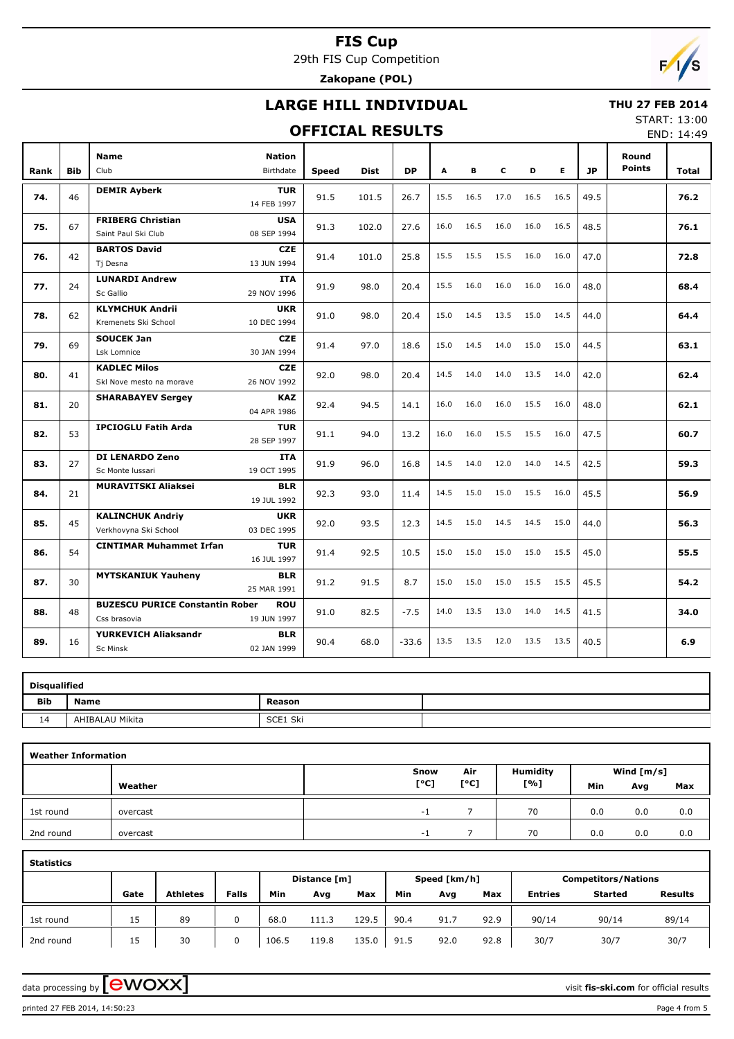# FIS Cup

29th FIS Cup Competition

**Zakopane (POL)**

## LARGE HILL INDIVIDUAL

## OFFICIAL RESULTS

**THU 27 FEB 2014**

START: 13:00

END: 14:49

| Rank | Bib | Name / Club | Nation / Birthdate | Speed | Dist | DP | A | B | C | D | E | JP | Round Points | Total |
|---|---|---|---|---|---|---|---|---|---|---|---|---|---|---|
| 74. | 46 | **DEMIR Ayberk** | **TUR** 14 FEB 1997 | 91.5 | 101.5 | 26.7 | 15.5 | 16.5 | 17.0 | 16.5 | 16.5 | 49.5 | | **76.2** |
| 75. | 67 | **FRIBERG Christian** Saint Paul Ski Club | **USA** 08 SEP 1994 | 91.3 | 102.0 | 27.6 | 16.0 | 16.5 | 16.0 | 16.0 | 16.5 | 48.5 | | **76.1** |
| 76. | 42 | **BARTOS David** Tj Desna | **CZE** 13 JUN 1994 | 91.4 | 101.0 | 25.8 | 15.5 | 15.5 | 15.5 | 16.0 | 16.0 | 47.0 | | **72.8** |
| 77. | 24 | **LUNARDI Andrew** Sc Gallio | **ITA** 29 NOV 1996 | 91.9 | 98.0 | 20.4 | 15.5 | 16.0 | 16.0 | 16.0 | 16.0 | 48.0 | | **68.4** |
| 78. | 62 | **KLYMCHUK Andrii** Kremenets Ski School | **UKR** 10 DEC 1994 | 91.0 | 98.0 | 20.4 | 15.0 | 14.5 | 13.5 | 15.0 | 14.5 | 44.0 | | **64.4** |
| 79. | 69 | **SOUCEK Jan** Lsk Lomnice | **CZE** 30 JAN 1994 | 91.4 | 97.0 | 18.6 | 15.0 | 14.5 | 14.0 | 15.0 | 15.0 | 44.5 | | **63.1** |
| 80. | 41 | **KADLEC Milos** Skl Nove mesto na morave | **CZE** 26 NOV 1992 | 92.0 | 98.0 | 20.4 | 14.5 | 14.0 | 14.0 | 13.5 | 14.0 | 42.0 | | **62.4** |
| 81. | 20 | **SHARABAYEV Sergey** | **KAZ** 04 APR 1986 | 92.4 | 94.5 | 14.1 | 16.0 | 16.0 | 16.0 | 15.5 | 16.0 | 48.0 | | **62.1** |
| 82. | 53 | **IPCIOGLU Fatih Arda** | **TUR** 28 SEP 1997 | 91.1 | 94.0 | 13.2 | 16.0 | 16.0 | 15.5 | 15.5 | 16.0 | 47.5 | | **60.7** |
| 83. | 27 | **DI LENARDO Zeno** Sc Monte lussari | **ITA** 19 OCT 1995 | 91.9 | 96.0 | 16.8 | 14.5 | 14.0 | 12.0 | 14.0 | 14.5 | 42.5 | | **59.3** |
| 84. | 21 | **MURAVITSKI Aliaksei** | **BLR** 19 JUL 1992 | 92.3 | 93.0 | 11.4 | 14.5 | 15.0 | 15.0 | 15.5 | 16.0 | 45.5 | | **56.9** |
| 85. | 45 | **KALINCHUK Andriy** Verkhovyna Ski School | **UKR** 03 DEC 1995 | 92.0 | 93.5 | 12.3 | 14.5 | 15.0 | 14.5 | 14.5 | 15.0 | 44.0 | | **56.3** |
| 86. | 54 | **CINTIMAR Muhammet Irfan** | **TUR** 16 JUL 1997 | 91.4 | 92.5 | 10.5 | 15.0 | 15.0 | 15.0 | 15.0 | 15.5 | 45.0 | | **55.5** |
| 87. | 30 | **MYTSKANIUK Yauheny** | **BLR** 25 MAR 1991 | 91.2 | 91.5 | 8.7 | 15.0 | 15.0 | 15.0 | 15.5 | 15.5 | 45.5 | | **54.2** |
| 88. | 48 | **BUZESCU PURICE Constantin Rober** Css brasovia | **ROU** 19 JUN 1997 | 91.0 | 82.5 | -7.5 | 14.0 | 13.5 | 13.0 | 14.0 | 14.5 | 41.5 | | **34.0** |
| 89. | 16 | **YURKEVICH Aliaksandr** Sc Minsk | **BLR** 02 JAN 1999 | 90.4 | 68.0 | -33.6 | 13.5 | 13.5 | 12.0 | 13.5 | 13.5 | 40.5 | | **6.9** |

**Disqualified**

| Bib | Name | Reason |
|---|---|---|
| 14 | AHIBALAU Mikita | SCE1 Ski |

**Weather Information**

| | Weather | Snow [°C] | Air [°C] | Humidity [%] | Wind [m/s] Min | Avg | Max |
|---|---|---|---|---|---|---|---|
| 1st round | overcast | -1 | 7 | 70 | 0.0 | 0.0 | 0.0 |
| 2nd round | overcast | -1 | 7 | 70 | 0.0 | 0.0 | 0.0 |

**Statistics**

| | Gate | Athletes | Falls | Distance [m] Min | Avg | Max | Speed [km/h] Min | Avg | Max | Competitors/Nations Entries | Started | Results |
|---|---|---|---|---|---|---|---|---|---|---|---|---|
| 1st round | 15 | 89 | 0 | 68.0 | 111.3 | 129.5 | 90.4 | 91.7 | 92.9 | 90/14 | 90/14 | 89/14 |
| 2nd round | 15 | 30 | 0 | 106.5 | 119.8 | 135.0 | 91.5 | 92.0 | 92.8 | 30/7 | 30/7 | 30/7 |

data processing by ewoxx — visit fis-ski.com for official results

printed 27 FEB 2014, 14:50:23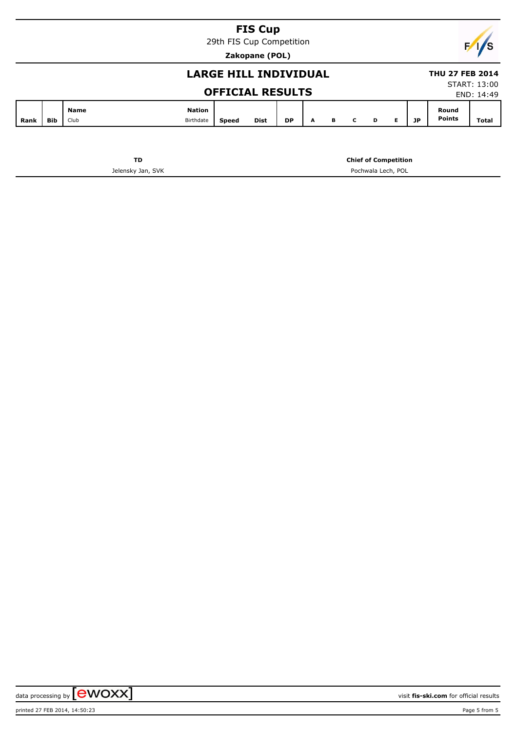# FIS Cup

29th FIS Cup Competition

**Zakopane (POL)**

## LARGE HILL INDIVIDUAL

**THU 27 FEB 2014**

START: 13:00

END: 14:49

## OFFICIAL RESULTS

| Rank | Bib | Name<br>Club | Nation<br>Birthdate | Speed | Dist | DP | A | B | C | D | E | JP | Round Points | Total |
|---|---|---|---|---|---|---|---|---|---|---|---|---|---|---|

| TD | Chief of Competition |
|---|---|
| Jelensky Jan, SVK | Pochwala Lech, POL |

data processing by [ewoxx]

visit **fis-ski.com** for official results

printed 27 FEB 2014, 14:50:23